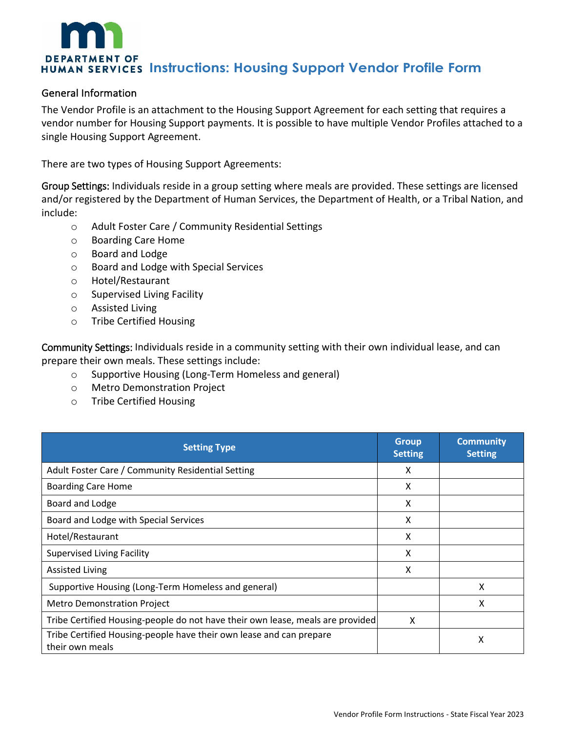DEPARTMENT OF HUMAN SERVICES

# Instructions: Housing Support Vendor Profile Form

## General Information

The Vendor Profile is an attachment to the Housing Support Agreement for each setting that requires a vendor number for Housing Support payments. It is possible to have multiple Vendor Profiles attached to a single Housing Support Agreement.

There are two types of Housing Support Agreements:

Group Settings: Individuals reside in a group setting where meals are provided. These settings are licensed and/or registered by the Department of Human Services, the Department of Health, or a Tribal Nation, and include:

- Adult Foster Care / Community Residential Settings
- Boarding Care Home
- Board and Lodge
- Board and Lodge with Special Services
- Hotel/Restaurant
- Supervised Living Facility
- Assisted Living
- Tribe Certified Housing

Community Settings: Individuals reside in a community setting with their own individual lease, and can prepare their own meals. These settings include:

- Supportive Housing (Long-Term Homeless and general)
- Metro Demonstration Project
- Tribe Certified Housing

| Setting Type | Group Setting | Community Setting |
|---|---|---|
| Adult Foster Care / Community Residential Setting | X | |
| Boarding Care Home | X | |
| Board and Lodge | X | |
| Board and Lodge with Special Services | X | |
| Hotel/Restaurant | X | |
| Supervised Living Facility | X | |
| Assisted Living | X | |
| Supportive Housing (Long-Term Homeless and general) | | X |
| Metro Demonstration Project | | X |
| Tribe Certified Housing-people do not have their own lease, meals are provided | X | |
| Tribe Certified Housing-people have their own lease and can prepare their own meals | | X |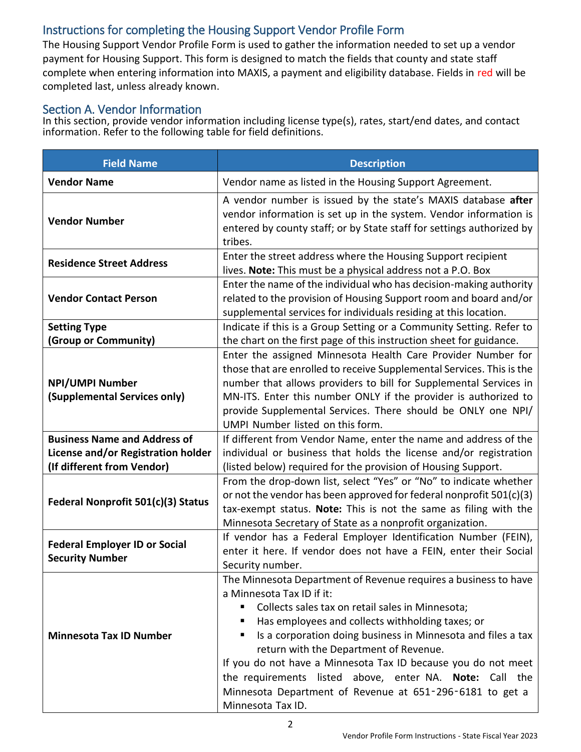## Instructions for completing the Housing Support Vendor Profile Form

The Housing Support Vendor Profile Form is used to gather the information needed to set up a vendor payment for Housing Support. This form is designed to match the fields that county and state staff complete when entering information into MAXIS, a payment and eligibility database. Fields in red will be completed last, unless already known.

## Section A. Vendor Information

In this section, provide vendor information including license type(s), rates, start/end dates, and contact information. Refer to the following table for field definitions.

| Field Name | Description |
|---|---|
| **Vendor Name** | Vendor name as listed in the Housing Support Agreement. |
| **Vendor Number** | A vendor number is issued by the state's MAXIS database **after** vendor information is set up in the system. Vendor information is entered by county staff; or by State staff for settings authorized by tribes. |
| **Residence Street Address** | Enter the street address where the Housing Support recipient lives. **Note:** This must be a physical address not a P.O. Box |
| **Vendor Contact Person** | Enter the name of the individual who has decision-making authority related to the provision of Housing Support room and board and/or supplemental services for individuals residing at this location. |
| **Setting Type (Group or Community)** | Indicate if this is a Group Setting or a Community Setting. Refer to the chart on the first page of this instruction sheet for guidance. |
| **NPI/UMPI Number (Supplemental Services only)** | Enter the assigned Minnesota Health Care Provider Number for those that are enrolled to receive Supplemental Services. This is the number that allows providers to bill for Supplemental Services in MN-ITS. Enter this number ONLY if the provider is authorized to provide Supplemental Services. There should be ONLY one NPI/ UMPI Number listed on this form. |
| **Business Name and Address of License and/or Registration holder (If different from Vendor)** | If different from Vendor Name, enter the name and address of the individual or business that holds the license and/or registration (listed below) required for the provision of Housing Support. |
| **Federal Nonprofit 501(c)(3) Status** | From the drop-down list, select "Yes" or "No" to indicate whether or not the vendor has been approved for federal nonprofit 501(c)(3) tax-exempt status. **Note:** This is not the same as filing with the Minnesota Secretary of State as a nonprofit organization. |
| **Federal Employer ID or Social Security Number** | If vendor has a Federal Employer Identification Number (FEIN), enter it here. If vendor does not have a FEIN, enter their Social Security number. |
| **Minnesota Tax ID Number** | The Minnesota Department of Revenue requires a business to have a Minnesota Tax ID if it:<br>▪ Collects sales tax on retail sales in Minnesota;<br>▪ Has employees and collects withholding taxes; or<br>▪ Is a corporation doing business in Minnesota and files a tax return with the Department of Revenue.<br>If you do not have a Minnesota Tax ID because you do not meet the requirements listed above, enter NA. **Note:** Call the Minnesota Department of Revenue at 651-296-6181 to get a Minnesota Tax ID. |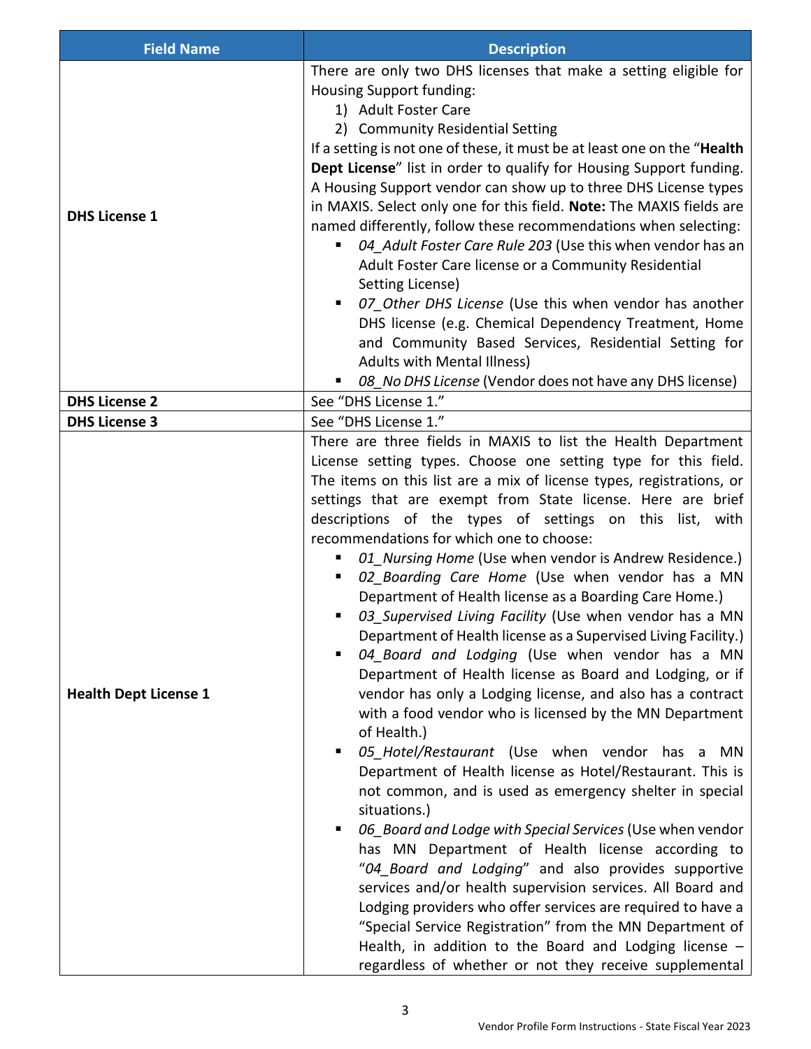| Field Name | Description |
| --- | --- |
| **DHS License 1** | There are only two DHS licenses that make a setting eligible for Housing Support funding:<br>1) Adult Foster Care<br>2) Community Residential Setting<br>If a setting is not one of these, it must be at least one on the "**Health Dept License**" list in order to qualify for Housing Support funding. A Housing Support vendor can show up to three DHS License types in MAXIS. Select only one for this field. **Note:** The MAXIS fields are named differently, follow these recommendations when selecting:<br>▪ *04_Adult Foster Care Rule 203* (Use this when vendor has an Adult Foster Care license or a Community Residential Setting License)<br>▪ *07_Other DHS License* (Use this when vendor has another DHS license (e.g. Chemical Dependency Treatment, Home and Community Based Services, Residential Setting for Adults with Mental Illness)<br>▪ *08_No DHS License* (Vendor does not have any DHS license) |
| **DHS License 2** | See "DHS License 1." |
| **DHS License 3** | See "DHS License 1." |
| **Health Dept License 1** | There are three fields in MAXIS to list the Health Department License setting types. Choose one setting type for this field. The items on this list are a mix of license types, registrations, or settings that are exempt from State license. Here are brief descriptions of the types of settings on this list, with recommendations for which one to choose:<br>▪ *01_Nursing Home* (Use when vendor is Andrew Residence.)<br>▪ *02_Boarding Care Home* (Use when vendor has a MN Department of Health license as a Boarding Care Home.)<br>▪ *03_Supervised Living Facility* (Use when vendor has a MN Department of Health license as a Supervised Living Facility.)<br>▪ *04_Board and Lodging* (Use when vendor has a MN Department of Health license as Board and Lodging, or if vendor has only a Lodging license, and also has a contract with a food vendor who is licensed by the MN Department of Health.)<br>▪ *05_Hotel/Restaurant* (Use when vendor has a MN Department of Health license as Hotel/Restaurant. This is not common, and is used as emergency shelter in special situations.)<br>▪ *06_Board and Lodge with Special Services* (Use when vendor has MN Department of Health license according to "*04_Board and Lodging*" and also provides supportive services and/or health supervision services. All Board and Lodging providers who offer services are required to have a "Special Service Registration" from the MN Department of Health, in addition to the Board and Lodging license – regardless of whether or not they receive supplemental |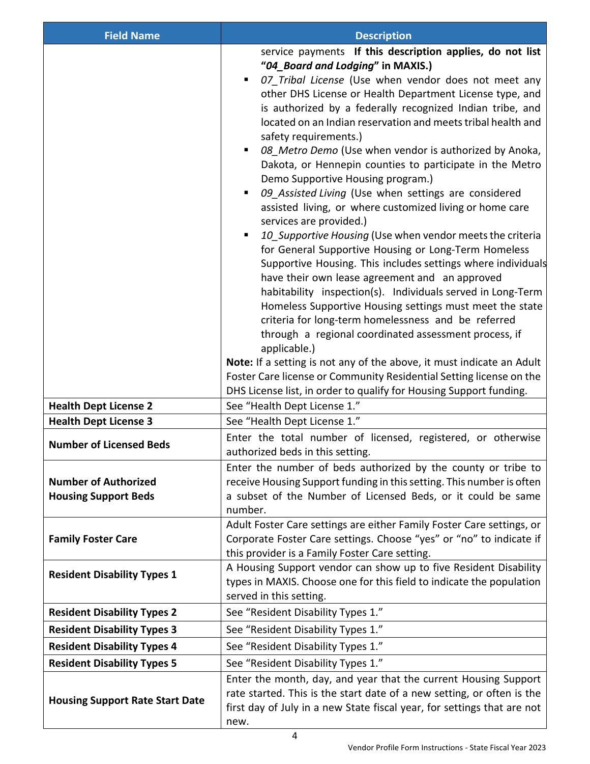| Field Name | Description |
|---|---|
| | service payments **If this description applies, do not list "*04_Board and Lodging*" in MAXIS.)**<br>▪ *07_Tribal License* (Use when vendor does not meet any other DHS License or Health Department License type, and is authorized by a federally recognized Indian tribe, and located on an Indian reservation and meets tribal health and safety requirements.)<br>▪ *08_Metro Demo* (Use when vendor is authorized by Anoka, Dakota, or Hennepin counties to participate in the Metro Demo Supportive Housing program.)<br>▪ *09_Assisted Living* (Use when settings are considered assisted living, or where customized living or home care services are provided.)<br>▪ *10_Supportive Housing* (Use when vendor meets the criteria for General Supportive Housing or Long-Term Homeless Supportive Housing. This includes settings where individuals have their own lease agreement and an approved habitability inspection(s). Individuals served in Long-Term Homeless Supportive Housing settings must meet the state criteria for long-term homelessness and be referred through a regional coordinated assessment process, if applicable.)<br>**Note:** If a setting is not any of the above, it must indicate an Adult Foster Care license or Community Residential Setting license on the DHS License list, in order to qualify for Housing Support funding. |
| **Health Dept License 2** | See "Health Dept License 1." |
| **Health Dept License 3** | See "Health Dept License 1." |
| **Number of Licensed Beds** | Enter the total number of licensed, registered, or otherwise authorized beds in this setting. |
| **Number of Authorized Housing Support Beds** | Enter the number of beds authorized by the county or tribe to receive Housing Support funding in this setting. This number is often a subset of the Number of Licensed Beds, or it could be same number. |
| **Family Foster Care** | Adult Foster Care settings are either Family Foster Care settings, or Corporate Foster Care settings. Choose "yes" or "no" to indicate if this provider is a Family Foster Care setting. |
| **Resident Disability Types 1** | A Housing Support vendor can show up to five Resident Disability types in MAXIS. Choose one for this field to indicate the population served in this setting. |
| **Resident Disability Types 2** | See "Resident Disability Types 1." |
| **Resident Disability Types 3** | See "Resident Disability Types 1." |
| **Resident Disability Types 4** | See "Resident Disability Types 1." |
| **Resident Disability Types 5** | See "Resident Disability Types 1." |
| **Housing Support Rate Start Date** | Enter the month, day, and year that the current Housing Support rate started. This is the start date of a new setting, or often is the first day of July in a new State fiscal year, for settings that are not new. |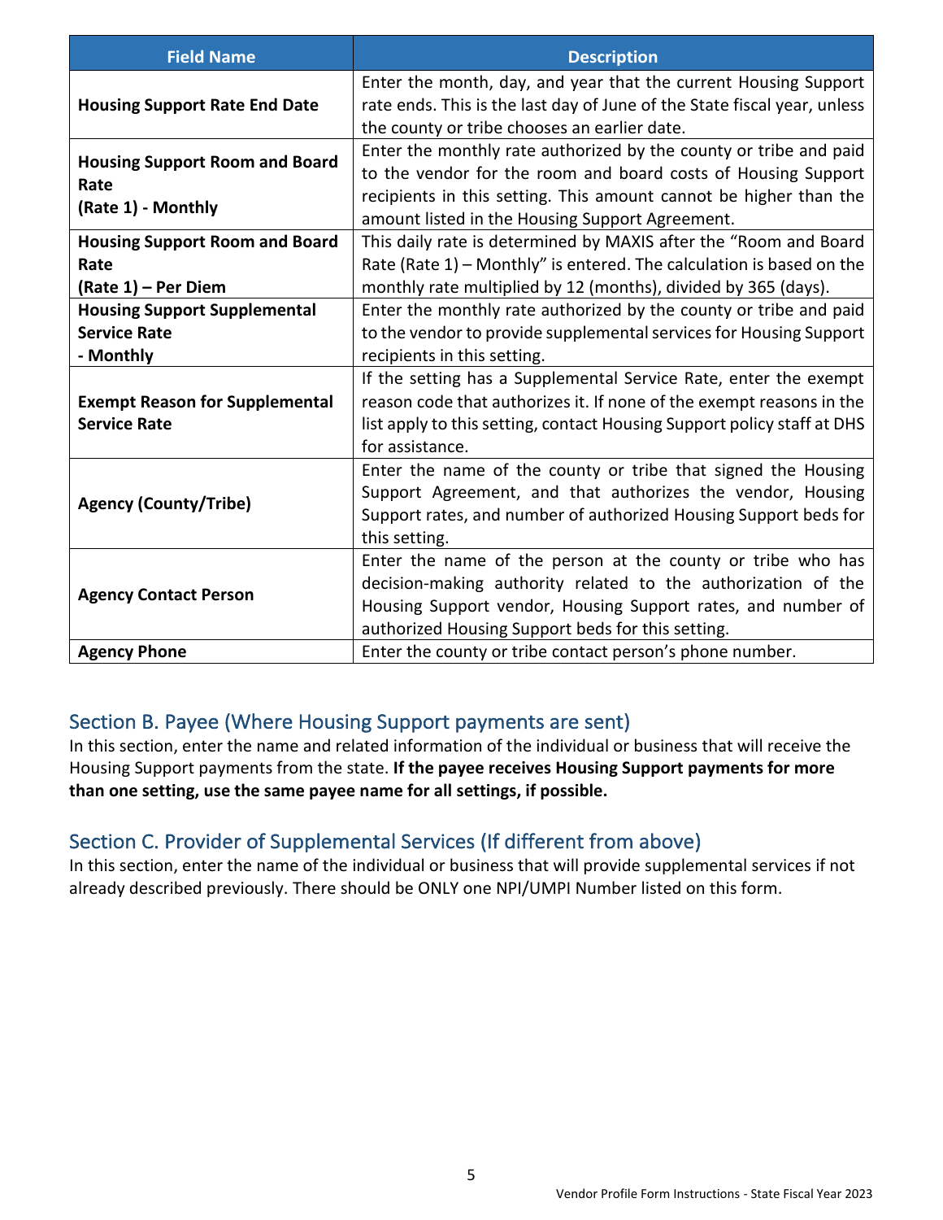| Field Name | Description |
|---|---|
| **Housing Support Rate End Date** | Enter the month, day, and year that the current Housing Support rate ends. This is the last day of June of the State fiscal year, unless the county or tribe chooses an earlier date. |
| **Housing Support Room and Board Rate (Rate 1) - Monthly** | Enter the monthly rate authorized by the county or tribe and paid to the vendor for the room and board costs of Housing Support recipients in this setting. This amount cannot be higher than the amount listed in the Housing Support Agreement. |
| **Housing Support Room and Board Rate (Rate 1) – Per Diem** | This daily rate is determined by MAXIS after the "Room and Board Rate (Rate 1) – Monthly" is entered. The calculation is based on the monthly rate multiplied by 12 (months), divided by 365 (days). |
| **Housing Support Supplemental Service Rate - Monthly** | Enter the monthly rate authorized by the county or tribe and paid to the vendor to provide supplemental services for Housing Support recipients in this setting. |
| **Exempt Reason for Supplemental Service Rate** | If the setting has a Supplemental Service Rate, enter the exempt reason code that authorizes it. If none of the exempt reasons in the list apply to this setting, contact Housing Support policy staff at DHS for assistance. |
| **Agency (County/Tribe)** | Enter the name of the county or tribe that signed the Housing Support Agreement, and that authorizes the vendor, Housing Support rates, and number of authorized Housing Support beds for this setting. |
| **Agency Contact Person** | Enter the name of the person at the county or tribe who has decision-making authority related to the authorization of the Housing Support vendor, Housing Support rates, and number of authorized Housing Support beds for this setting. |
| **Agency Phone** | Enter the county or tribe contact person's phone number. |

## Section B. Payee (Where Housing Support payments are sent)

In this section, enter the name and related information of the individual or business that will receive the Housing Support payments from the state. **If the payee receives Housing Support payments for more than one setting, use the same payee name for all settings, if possible.**

## Section C. Provider of Supplemental Services (If different from above)

In this section, enter the name of the individual or business that will provide supplemental services if not already described previously. There should be ONLY one NPI/UMPI Number listed on this form.